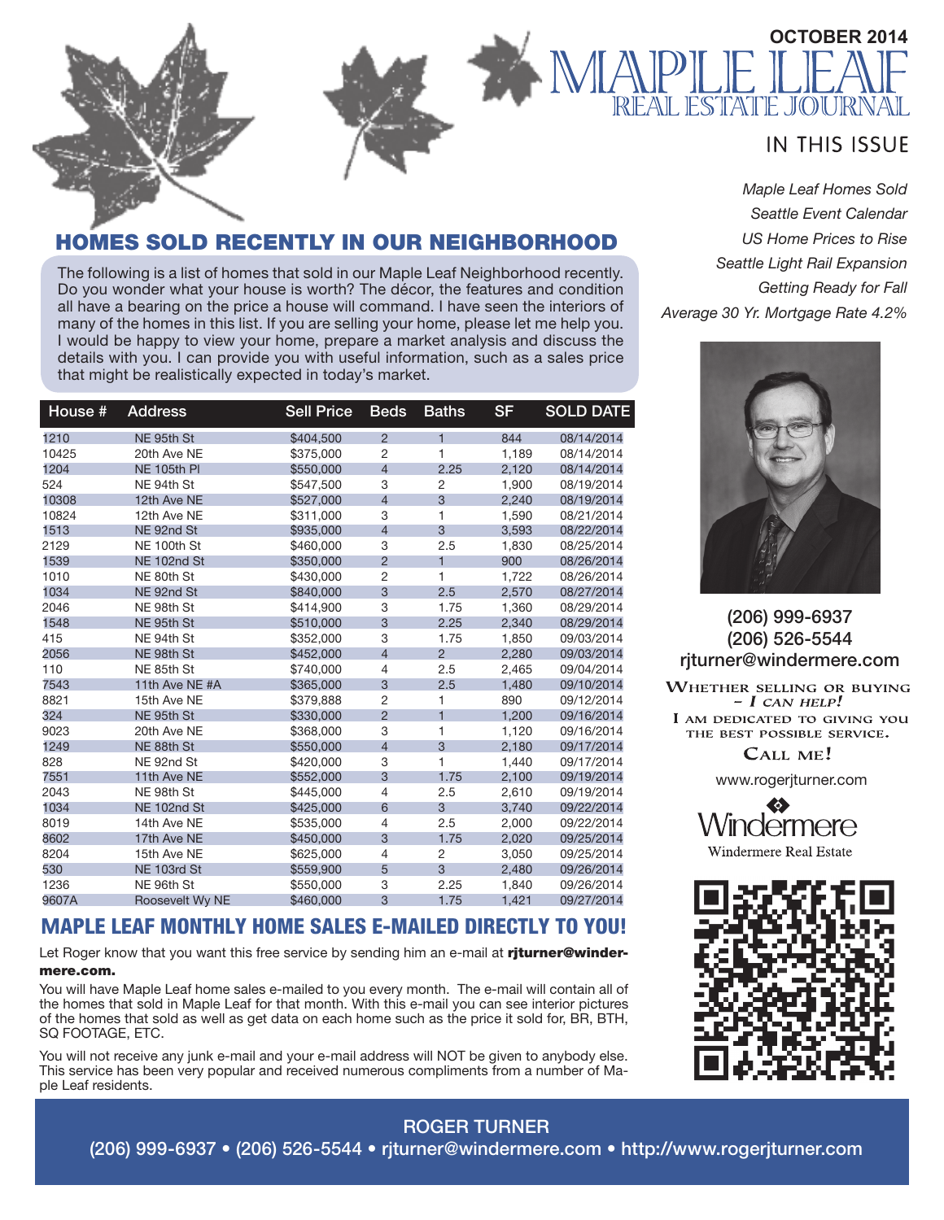OCTOBER 2014

# MAPLE LEAF

## REAL ESTATE JOURNAL

### IN THIS ISSUE

*Maple Leaf Homes Sold*
*Seattle Event Calendar*
*US Home Prices to Rise*
*Seattle Light Rail Expansion*
*Getting Ready for Fall*
*Average 30 Yr. Mortgage Rate 4.2%*

## HOMES SOLD RECENTLY IN OUR NEIGHBORHOOD

The following is a list of homes that sold in our Maple Leaf Neighborhood recently. Do you wonder what your house is worth? The décor, the features and condition all have a bearing on the price a house will command. I have seen the interiors of many of the homes in this list. If you are selling your home, please let me help you. I would be happy to view your home, prepare a market analysis and discuss the details with you. I can provide you with useful information, such as a sales price that might be realistically expected in today's market.

| House # | Address | Sell Price | Beds | Baths | SF | SOLD DATE |
|---|---|---|---|---|---|---|
| 1210 | NE 95th St | $404,500 | 2 | 1 | 844 | 08/14/2014 |
| 10425 | 20th Ave NE | $375,000 | 2 | 1 | 1,189 | 08/14/2014 |
| 1204 | NE 105th Pl | $550,000 | 4 | 2.25 | 2,120 | 08/14/2014 |
| 524 | NE 94th St | $547,500 | 3 | 2 | 1,900 | 08/19/2014 |
| 10308 | 12th Ave NE | $527,000 | 4 | 3 | 2,240 | 08/19/2014 |
| 10824 | 12th Ave NE | $311,000 | 3 | 1 | 1,590 | 08/21/2014 |
| 1513 | NE 92nd St | $935,000 | 4 | 3 | 3,593 | 08/22/2014 |
| 2129 | NE 100th St | $460,000 | 3 | 2.5 | 1,830 | 08/25/2014 |
| 1539 | NE 102nd St | $350,000 | 2 | 1 | 900 | 08/26/2014 |
| 1010 | NE 80th St | $430,000 | 2 | 1 | 1,722 | 08/26/2014 |
| 1034 | NE 92nd St | $840,000 | 3 | 2.5 | 2,570 | 08/27/2014 |
| 2046 | NE 98th St | $414,900 | 3 | 1.75 | 1,360 | 08/29/2014 |
| 1548 | NE 95th St | $510,000 | 3 | 2.25 | 2,340 | 08/29/2014 |
| 415 | NE 94th St | $352,000 | 3 | 1.75 | 1,850 | 09/03/2014 |
| 2056 | NE 98th St | $452,000 | 4 | 2 | 2,280 | 09/03/2014 |
| 110 | NE 85th St | $740,000 | 4 | 2.5 | 2,465 | 09/04/2014 |
| 7543 | 11th Ave NE #A | $365,000 | 3 | 2.5 | 1,480 | 09/10/2014 |
| 8821 | 15th Ave NE | $379,888 | 2 | 1 | 890 | 09/12/2014 |
| 324 | NE 95th St | $330,000 | 2 | 1 | 1,200 | 09/16/2014 |
| 9023 | 20th Ave NE | $368,000 | 3 | 1 | 1,120 | 09/16/2014 |
| 1249 | NE 88th St | $550,000 | 4 | 3 | 2,180 | 09/17/2014 |
| 828 | NE 92nd St | $420,000 | 3 | 1 | 1,440 | 09/17/2014 |
| 7551 | 11th Ave NE | $552,000 | 3 | 1.75 | 2,100 | 09/19/2014 |
| 2043 | NE 98th St | $445,000 | 4 | 2.5 | 2,610 | 09/19/2014 |
| 1034 | NE 102nd St | $425,000 | 6 | 3 | 3,740 | 09/22/2014 |
| 8019 | 14th Ave NE | $535,000 | 4 | 2.5 | 2,000 | 09/22/2014 |
| 8602 | 17th Ave NE | $450,000 | 3 | 1.75 | 2,020 | 09/25/2014 |
| 8204 | 15th Ave NE | $625,000 | 4 | 2 | 3,050 | 09/25/2014 |
| 530 | NE 103rd St | $559,900 | 5 | 3 | 2,480 | 09/26/2014 |
| 1236 | NE 96th St | $550,000 | 3 | 2.25 | 1,840 | 09/26/2014 |
| 9607A | Roosevelt Wy NE | $460,000 | 3 | 1.75 | 1,421 | 09/27/2014 |

## MAPLE LEAF MONTHLY HOME SALES E-MAILED DIRECTLY TO YOU!

Let Roger know that you want this free service by sending him an e-mail at **rjturner@windermere.com.**

You will have Maple Leaf home sales e-mailed to you every month. The e-mail will contain all of the homes that sold in Maple Leaf for that month. With this e-mail you can see interior pictures of the homes that sold as well as get data on each home such as the price it sold for, BR, BTH, SQ FOOTAGE, ETC.

You will not receive any junk e-mail and your e-mail address will NOT be given to anybody else. This service has been very popular and received numerous compliments from a number of Maple Leaf residents.

(206) 999-6937
(206) 526-5544
rjturner@windermere.com

WHETHER SELLING OR BUYING – *I CAN HELP!*
I AM DEDICATED TO GIVING YOU THE BEST POSSIBLE SERVICE.

CALL ME!

www.rogerjturner.com

Windermere
Windermere Real Estate

**ROGER TURNER**
(206) 999-6937 • (206) 526-5544 • rjturner@windermere.com • http://www.rogerjturner.com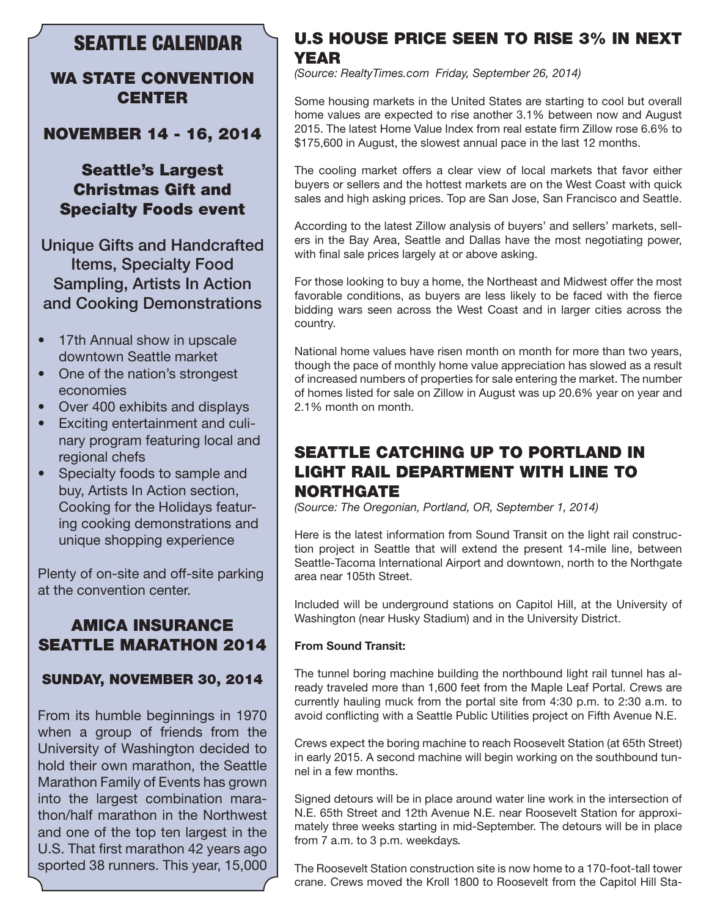# SEATTLE CALENDAR

## WA STATE CONVENTION CENTER

### NOVEMBER 14 - 16, 2014

### Seattle's Largest Christmas Gift and Specialty Foods event

Unique Gifts and Handcrafted Items, Specialty Food Sampling, Artists In Action and Cooking Demonstrations

- 17th Annual show in upscale downtown Seattle market
- One of the nation's strongest economies
- Over 400 exhibits and displays
- Exciting entertainment and culinary program featuring local and regional chefs
- Specialty foods to sample and buy, Artists In Action section, Cooking for the Holidays featuring cooking demonstrations and unique shopping experience

Plenty of on-site and off-site parking at the convention center.

## AMICA INSURANCE SEATTLE MARATHON 2014

### SUNDAY, NOVEMBER 30, 2014

From its humble beginnings in 1970 when a group of friends from the University of Washington decided to hold their own marathon, the Seattle Marathon Family of Events has grown into the largest combination marathon/half marathon in the Northwest and one of the top ten largest in the U.S. That first marathon 42 years ago sported 38 runners. This year, 15,000

## U.S HOUSE PRICE SEEN TO RISE 3% IN NEXT YEAR

*(Source: RealtyTimes.com Friday, September 26, 2014)*

Some housing markets in the United States are starting to cool but overall home values are expected to rise another 3.1% between now and August 2015. The latest Home Value Index from real estate firm Zillow rose 6.6% to $175,600 in August, the slowest annual pace in the last 12 months.

The cooling market offers a clear view of local markets that favor either buyers or sellers and the hottest markets are on the West Coast with quick sales and high asking prices. Top are San Jose, San Francisco and Seattle.

According to the latest Zillow analysis of buyers' and sellers' markets, sellers in the Bay Area, Seattle and Dallas have the most negotiating power, with final sale prices largely at or above asking.

For those looking to buy a home, the Northeast and Midwest offer the most favorable conditions, as buyers are less likely to be faced with the fierce bidding wars seen across the West Coast and in larger cities across the country.

National home values have risen month on month for more than two years, though the pace of monthly home value appreciation has slowed as a result of increased numbers of properties for sale entering the market. The number of homes listed for sale on Zillow in August was up 20.6% year on year and 2.1% month on month.

## SEATTLE CATCHING UP TO PORTLAND IN LIGHT RAIL DEPARTMENT WITH LINE TO NORTHGATE

*(Source: The Oregonian, Portland, OR, September 1, 2014)*

Here is the latest information from Sound Transit on the light rail construction project in Seattle that will extend the present 14-mile line, between Seattle-Tacoma International Airport and downtown, north to the Northgate area near 105th Street.

Included will be underground stations on Capitol Hill, at the University of Washington (near Husky Stadium) and in the University District.

**From Sound Transit:**

The tunnel boring machine building the northbound light rail tunnel has already traveled more than 1,600 feet from the Maple Leaf Portal. Crews are currently hauling muck from the portal site from 4:30 p.m. to 2:30 a.m. to avoid conflicting with a Seattle Public Utilities project on Fifth Avenue N.E.

Crews expect the boring machine to reach Roosevelt Station (at 65th Street) in early 2015. A second machine will begin working on the southbound tunnel in a few months.

Signed detours will be in place around water line work in the intersection of N.E. 65th Street and 12th Avenue N.E. near Roosevelt Station for approximately three weeks starting in mid-September. The detours will be in place from 7 a.m. to 3 p.m. weekdays.

The Roosevelt Station construction site is now home to a 170-foot-tall tower crane. Crews moved the Kroll 1800 to Roosevelt from the Capitol Hill Sta-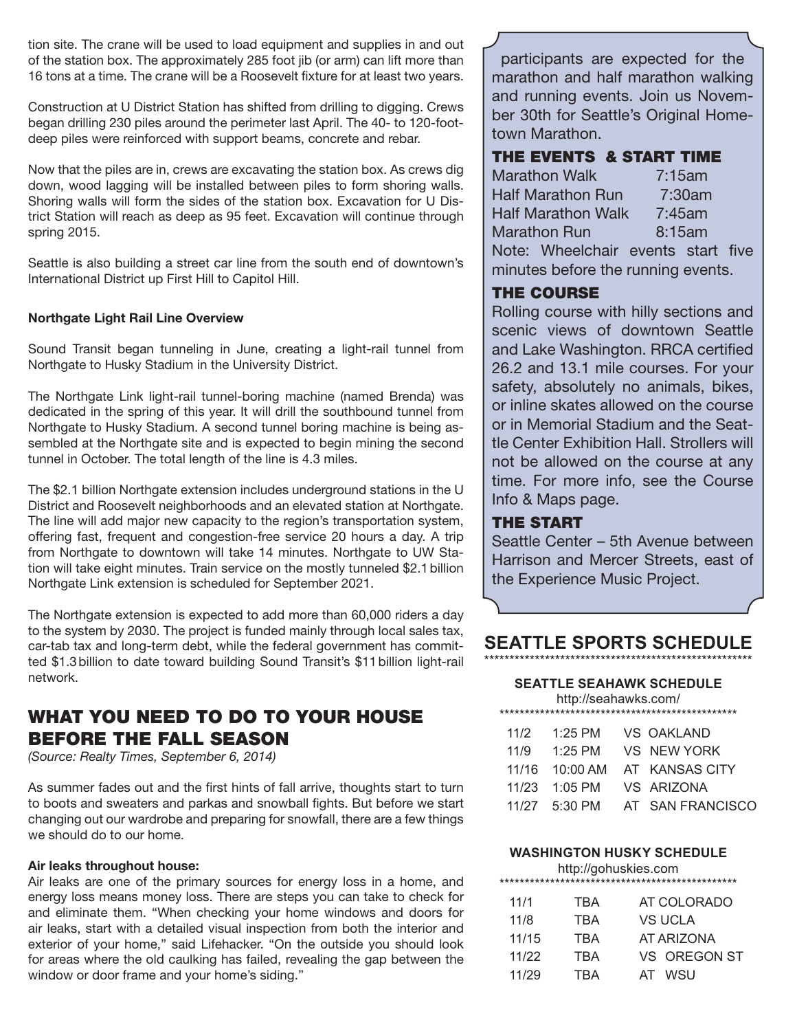tion site. The crane will be used to load equipment and supplies in and out of the station box. The approximately 285 foot jib (or arm) can lift more than 16 tons at a time. The crane will be a Roosevelt fixture for at least two years.

Construction at U District Station has shifted from drilling to digging. Crews began drilling 230 piles around the perimeter last April. The 40- to 120-foot-deep piles were reinforced with support beams, concrete and rebar.

Now that the piles are in, crews are excavating the station box. As crews dig down, wood lagging will be installed between piles to form shoring walls. Shoring walls will form the sides of the station box. Excavation for U District Station will reach as deep as 95 feet. Excavation will continue through spring 2015.

Seattle is also building a street car line from the south end of downtown's International District up First Hill to Capitol Hill.

**Northgate Light Rail Line Overview**

Sound Transit began tunneling in June, creating a light-rail tunnel from Northgate to Husky Stadium in the University District.

The Northgate Link light-rail tunnel-boring machine (named Brenda) was dedicated in the spring of this year. It will drill the southbound tunnel from Northgate to Husky Stadium. A second tunnel boring machine is being assembled at the Northgate site and is expected to begin mining the second tunnel in October. The total length of the line is 4.3 miles.

The $2.1 billion Northgate extension includes underground stations in the U District and Roosevelt neighborhoods and an elevated station at Northgate. The line will add major new capacity to the region's transportation system, offering fast, frequent and congestion-free service 20 hours a day. A trip from Northgate to downtown will take 14 minutes. Northgate to UW Station will take eight minutes. Train service on the mostly tunneled $2.1 billion Northgate Link extension is scheduled for September 2021.

The Northgate extension is expected to add more than 60,000 riders a day to the system by 2030. The project is funded mainly through local sales tax, car-tab tax and long-term debt, while the federal government has committed $1.3 billion to date toward building Sound Transit's $11 billion light-rail network.

## WHAT YOU NEED TO DO TO YOUR HOUSE BEFORE THE FALL SEASON

*(Source: Realty Times, September 6, 2014)*

As summer fades out and the first hints of fall arrive, thoughts start to turn to boots and sweaters and parkas and snowball fights. But before we start changing out our wardrobe and preparing for snowfall, there are a few things we should do to our home.

**Air leaks throughout house:**
Air leaks are one of the primary sources for energy loss in a home, and energy loss means money loss. There are steps you can take to check for and eliminate them. "When checking your home windows and doors for air leaks, start with a detailed visual inspection from both the interior and exterior of your home," said Lifehacker. "On the outside you should look for areas where the old caulking has failed, revealing the gap between the window or door frame and your home's siding."

participants are expected for the marathon and half marathon walking and running events. Join us November 30th for Seattle's Original Hometown Marathon.

### THE EVENTS & START TIME

| Event | Start Time |
|---|---|
| Marathon Walk | 7:15am |
| Half Marathon Run | 7:30am |
| Half Marathon Walk | 7:45am |
| Marathon Run | 8:15am |

Note: Wheelchair events start five minutes before the running events.

### THE COURSE

Rolling course with hilly sections and scenic views of downtown Seattle and Lake Washington. RRCA certified 26.2 and 13.1 mile courses. For your safety, absolutely no animals, bikes, or inline skates allowed on the course or in Memorial Stadium and the Seattle Center Exhibition Hall. Strollers will not be allowed on the course at any time. For more info, see the Course Info & Maps page.

### THE START

Seattle Center – 5th Avenue between Harrison and Mercer Streets, east of the Experience Music Project.

## SEATTLE SPORTS SCHEDULE

### SEATTLE SEAHAWK SCHEDULE

http://seahawks.com/

| Date | Time | Opponent |
|---|---|---|
| 11/2 | 1:25 PM | VS OAKLAND |
| 11/9 | 1:25 PM | VS NEW YORK |
| 11/16 | 10:00 AM | AT KANSAS CITY |
| 11/23 | 1:05 PM | VS ARIZONA |
| 11/27 | 5:30 PM | AT SAN FRANCISCO |

### WASHINGTON HUSKY SCHEDULE

http://gohuskies.com

| Date | Time | Opponent |
|---|---|---|
| 11/1 | TBA | AT COLORADO |
| 11/8 | TBA | VS UCLA |
| 11/15 | TBA | AT ARIZONA |
| 11/22 | TBA | VS OREGON ST |
| 11/29 | TBA | AT WSU |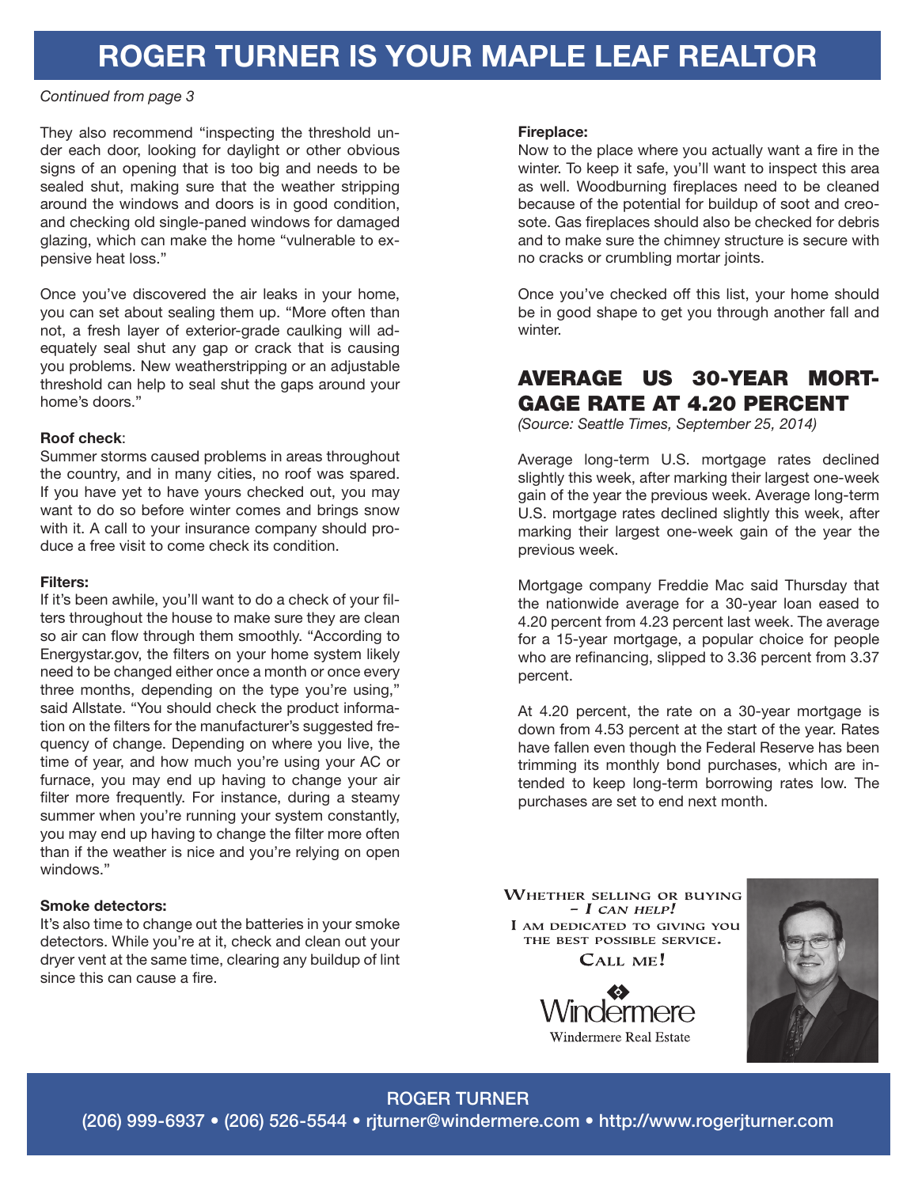# ROGER TURNER IS YOUR MAPLE LEAF REALTOR

*Continued from page 3*

They also recommend "inspecting the threshold under each door, looking for daylight or other obvious signs of an opening that is too big and needs to be sealed shut, making sure that the weather stripping around the windows and doors is in good condition, and checking old single-paned windows for damaged glazing, which can make the home "vulnerable to expensive heat loss."

Once you've discovered the air leaks in your home, you can set about sealing them up. "More often than not, a fresh layer of exterior-grade caulking will adequately seal shut any gap or crack that is causing you problems. New weatherstripping or an adjustable threshold can help to seal shut the gaps around your home's doors."

**Roof check**:
Summer storms caused problems in areas throughout the country, and in many cities, no roof was spared. If you have yet to have yours checked out, you may want to do so before winter comes and brings snow with it. A call to your insurance company should produce a free visit to come check its condition.

**Filters:**
If it's been awhile, you'll want to do a check of your filters throughout the house to make sure they are clean so air can flow through them smoothly. "According to Energystar.gov, the filters on your home system likely need to be changed either once a month or once every three months, depending on the type you're using," said Allstate. "You should check the product information on the filters for the manufacturer's suggested frequency of change. Depending on where you live, the time of year, and how much you're using your AC or furnace, you may end up having to change your air filter more frequently. For instance, during a steamy summer when you're running your system constantly, you may end up having to change the filter more often than if the weather is nice and you're relying on open windows."

**Smoke detectors:**
It's also time to change out the batteries in your smoke detectors. While you're at it, check and clean out your dryer vent at the same time, clearing any buildup of lint since this can cause a fire.

**Fireplace:**
Now to the place where you actually want a fire in the winter. To keep it safe, you'll want to inspect this area as well. Woodburning fireplaces need to be cleaned because of the potential for buildup of soot and creosote. Gas fireplaces should also be checked for debris and to make sure the chimney structure is secure with no cracks or crumbling mortar joints.

Once you've checked off this list, your home should be in good shape to get you through another fall and winter.

## AVERAGE US 30-YEAR MORTGAGE RATE AT 4.20 PERCENT

*(Source: Seattle Times, September 25, 2014)*

Average long-term U.S. mortgage rates declined slightly this week, after marking their largest one-week gain of the year the previous week. Average long-term U.S. mortgage rates declined slightly this week, after marking their largest one-week gain of the year the previous week.

Mortgage company Freddie Mac said Thursday that the nationwide average for a 30-year loan eased to 4.20 percent from 4.23 percent last week. The average for a 15-year mortgage, a popular choice for people who are refinancing, slipped to 3.36 percent from 3.37 percent.

At 4.20 percent, the rate on a 30-year mortgage is down from 4.53 percent at the start of the year. Rates have fallen even though the Federal Reserve has been trimming its monthly bond purchases, which are intended to keep long-term borrowing rates low. The purchases are set to end next month.

WHETHER SELLING OR BUYING – *I CAN HELP!*
I AM DEDICATED TO GIVING YOU THE BEST POSSIBLE SERVICE.
CALL ME!

Windermere
Windermere Real Estate

ROGER TURNER
(206) 999-6937 • (206) 526-5544 • rjturner@windermere.com • http://www.rogerjturner.com